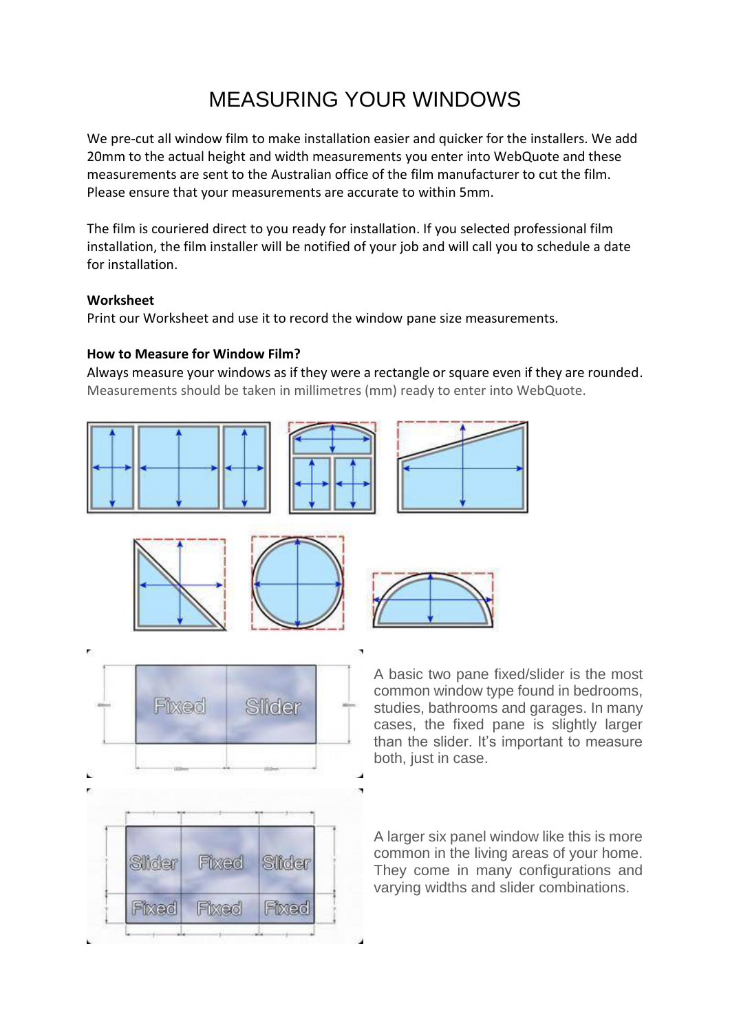# MEASURING YOUR WINDOWS

We pre-cut all window film to make installation easier and quicker for the installers. We add 20mm to the actual height and width measurements you enter into WebQuote and these measurements are sent to the Australian office of the film manufacturer to cut the film. Please ensure that your measurements are accurate to within 5mm.

The film is couriered direct to you ready for installation. If you selected professional film installation, the film installer will be notified of your job and will call you to schedule a date for installation.

**Worksheet**

Print our Worksheet and use it to record the window pane size measurements.

**How to Measure for Window Film?**

Always measure your windows as if they were a rectangle or square even if they are rounded. Measurements should be taken in millimetres (mm) ready to enter into WebQuote.

A basic two pane fixed/slider is the most common window type found in bedrooms, studies, bathrooms and garages. In many cases, the fixed pane is slightly larger than the slider. It's important to measure both, just in case.

A larger six panel window like this is more common in the living areas of your home. They come in many configurations and varying widths and slider combinations.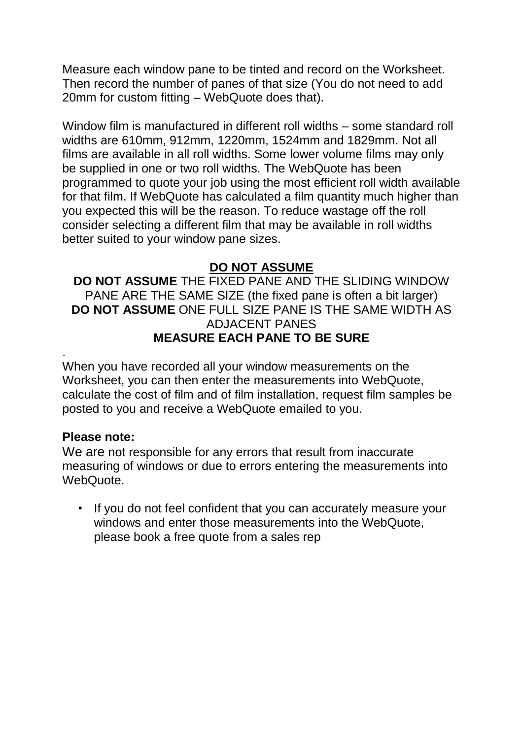Measure each window pane to be tinted and record on the Worksheet. Then record the number of panes of that size (You do not need to add 20mm for custom fitting – WebQuote does that).

Window film is manufactured in different roll widths – some standard roll widths are 610mm, 912mm, 1220mm, 1524mm and 1829mm. Not all films are available in all roll widths. Some lower volume films may only be supplied in one or two roll widths. The WebQuote has been programmed to quote your job using the most efficient roll width available for that film. If WebQuote has calculated a film quantity much higher than you expected this will be the reason. To reduce wastage off the roll consider selecting a different film that may be available in roll widths better suited to your window pane sizes.

**DO NOT ASSUME**

**DO NOT ASSUME** THE FIXED PANE AND THE SLIDING WINDOW PANE ARE THE SAME SIZE (the fixed pane is often a bit larger)
**DO NOT ASSUME** ONE FULL SIZE PANE IS THE SAME WIDTH AS ADJACENT PANES
**MEASURE EACH PANE TO BE SURE**

.
When you have recorded all your window measurements on the Worksheet, you can then enter the measurements into WebQuote, calculate the cost of film and of film installation, request film samples be posted to you and receive a WebQuote emailed to you.

**Please note:**
We are not responsible for any errors that result from inaccurate measuring of windows or due to errors entering the measurements into WebQuote.

- If you do not feel confident that you can accurately measure your windows and enter those measurements into the WebQuote, please book a free quote from a sales rep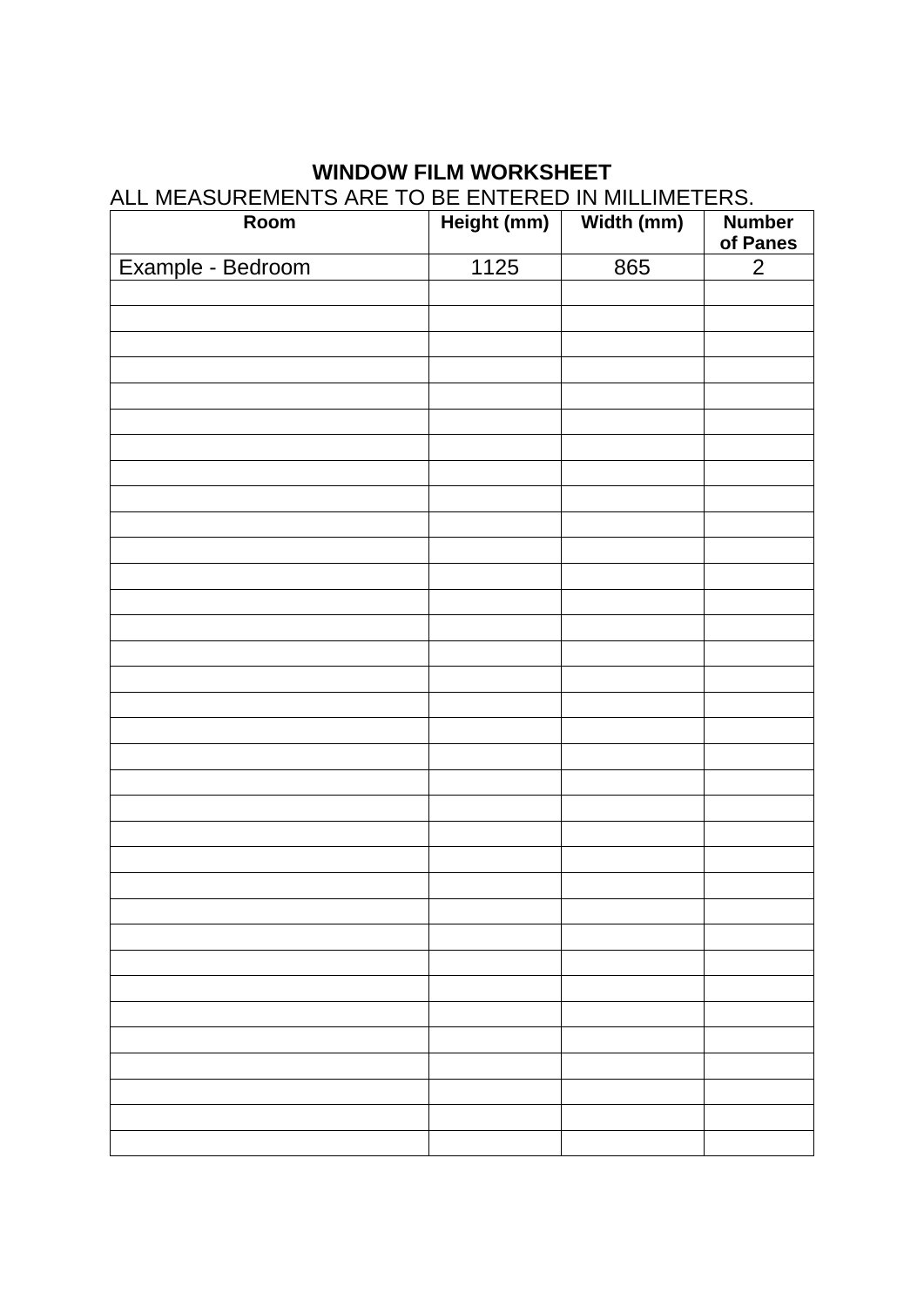**WINDOW FILM WORKSHEET**

ALL MEASUREMENTS ARE TO BE ENTERED IN MILLIMETERS.

| Room | Height (mm) | Width (mm) | Number of Panes |
|---|---|---|---|
| Example - Bedroom | 1125 | 865 | 2 |
| | | | |
| | | | |
| | | | |
| | | | |
| | | | |
| | | | |
| | | | |
| | | | |
| | | | |
| | | | |
| | | | |
| | | | |
| | | | |
| | | | |
| | | | |
| | | | |
| | | | |
| | | | |
| | | | |
| | | | |
| | | | |
| | | | |
| | | | |
| | | | |
| | | | |
| | | | |
| | | | |
| | | | |
| | | | |
| | | | |
| | | | |
| | | | |
| | | | |
| | | | |